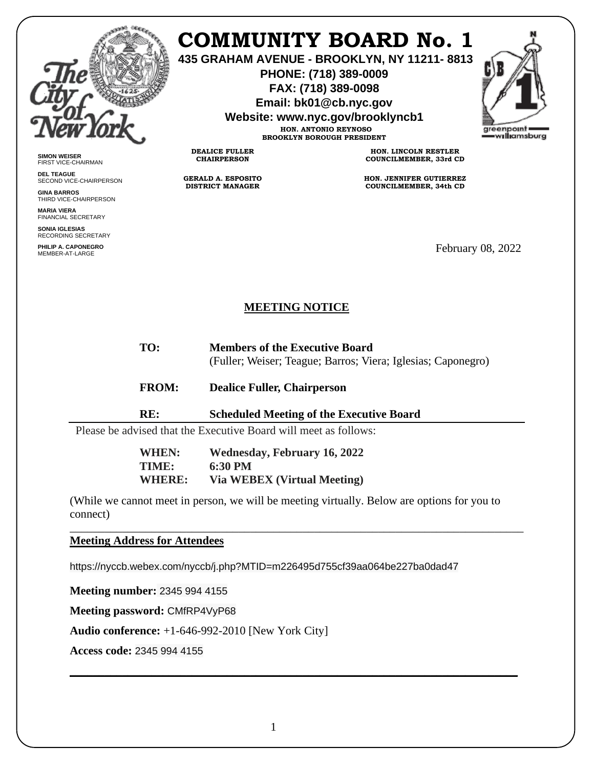# COMMUNITY BOARD No. 1

**435 GRAHAM AVENUE - BROOKLYN, NY 11211- 8813**
**PHONE: (718) 389-0009**
**FAX: (718) 389-0098**
**Email: bk01@cb.nyc.gov**
**Website: www.nyc.gov/brooklyncb1**

**HON. ANTONIO REYNOSO**
**BROOKLYN BOROUGH PRESIDENT**

**DEALICE FULLER**
**CHAIRPERSON**

**HON. LINCOLN RESTLER**
**COUNCILMEMBER, 33rd CD**

**GERALD A. ESPOSITO**
**DISTRICT MANAGER**

**HON. JENNIFER GUTIERREZ**
**COUNCILMEMBER, 34th CD**

**SIMON WEISER**
FIRST VICE-CHAIRMAN

**DEL TEAGUE**
SECOND VICE-CHAIRPERSON

**GINA BARROS**
THIRD VICE-CHAIRPERSON

**MARIA VIERA**
FINANCIAL SECRETARY

**SONIA IGLESIAS**
RECORDING SECRETARY

**PHILIP A. CAPONEGRO**
MEMBER-AT-LARGE

February 08, 2022

## MEETING NOTICE

**TO:** **Members of the Executive Board**
(Fuller; Weiser; Teague; Barros; Viera; Iglesias; Caponegro)

**FROM:** **Dealice Fuller, Chairperson**

**RE:** **Scheduled Meeting of the Executive Board**

---

Please be advised that the Executive Board will meet as follows:

**WHEN:** **Wednesday, February 16, 2022**
**TIME:** **6:30 PM**
**WHERE:** **Via WEBEX (Virtual Meeting)**

(While we cannot meet in person, we will be meeting virtually. Below are options for you to connect)

---

**Meeting Address for Attendees**

https://nyccb.webex.com/nyccb/j.php?MTID=m226495d755cf39aa064be227ba0dad47

**Meeting number:** 2345 994 4155

**Meeting password:** CMfRP4VyP68

**Audio conference:** +1-646-992-2010 [New York City]

**Access code:** 2345 994 4155

---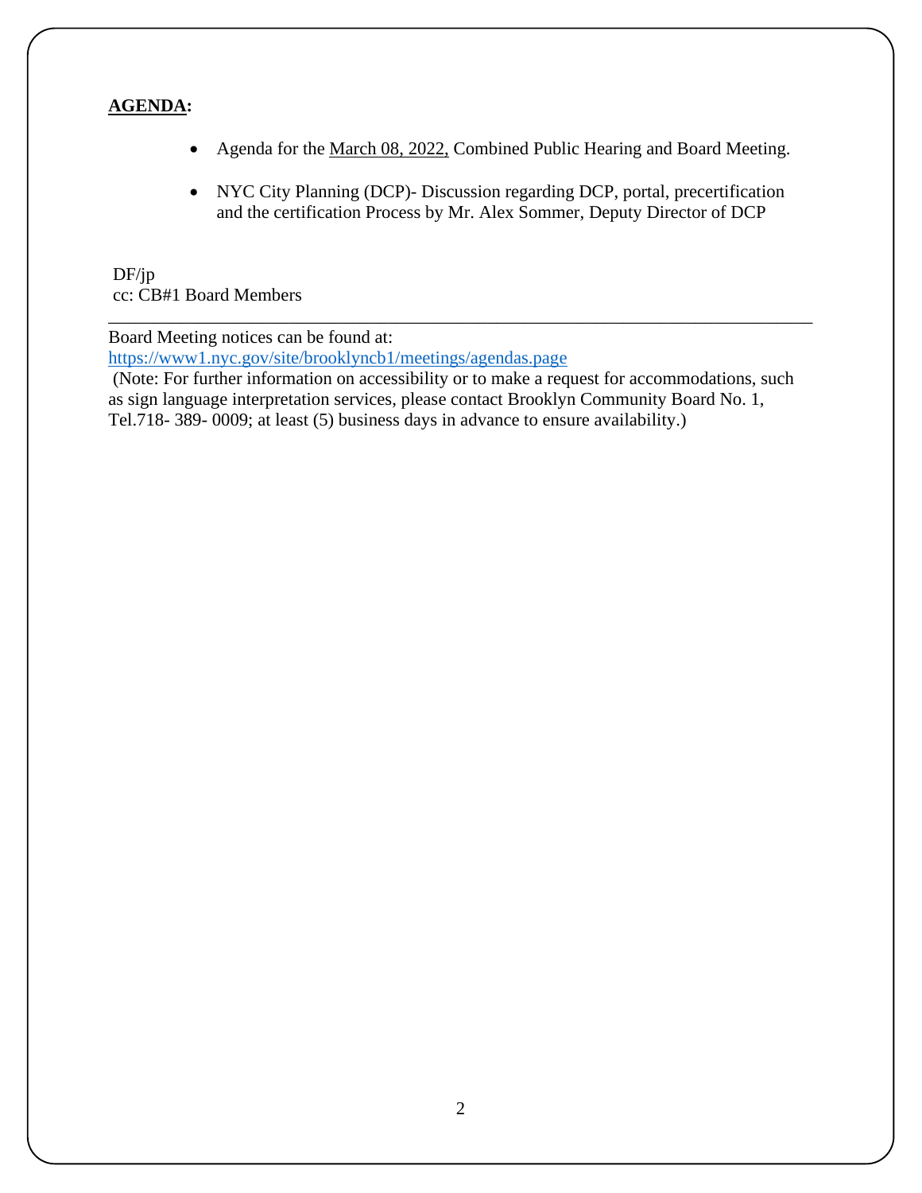**AGENDA:**

- Agenda for the March 08, 2022, Combined Public Hearing and Board Meeting.
- NYC City Planning (DCP)- Discussion regarding DCP, portal, precertification and the certification Process by Mr. Alex Sommer, Deputy Director of DCP

DF/jp
cc: CB#1 Board Members

---

Board Meeting notices can be found at:
https://www1.nyc.gov/site/brooklyncb1/meetings/agendas.page
(Note: For further information on accessibility or to make a request for accommodations, such as sign language interpretation services, please contact Brooklyn Community Board No. 1, Tel.718- 389- 0009; at least (5) business days in advance to ensure availability.)